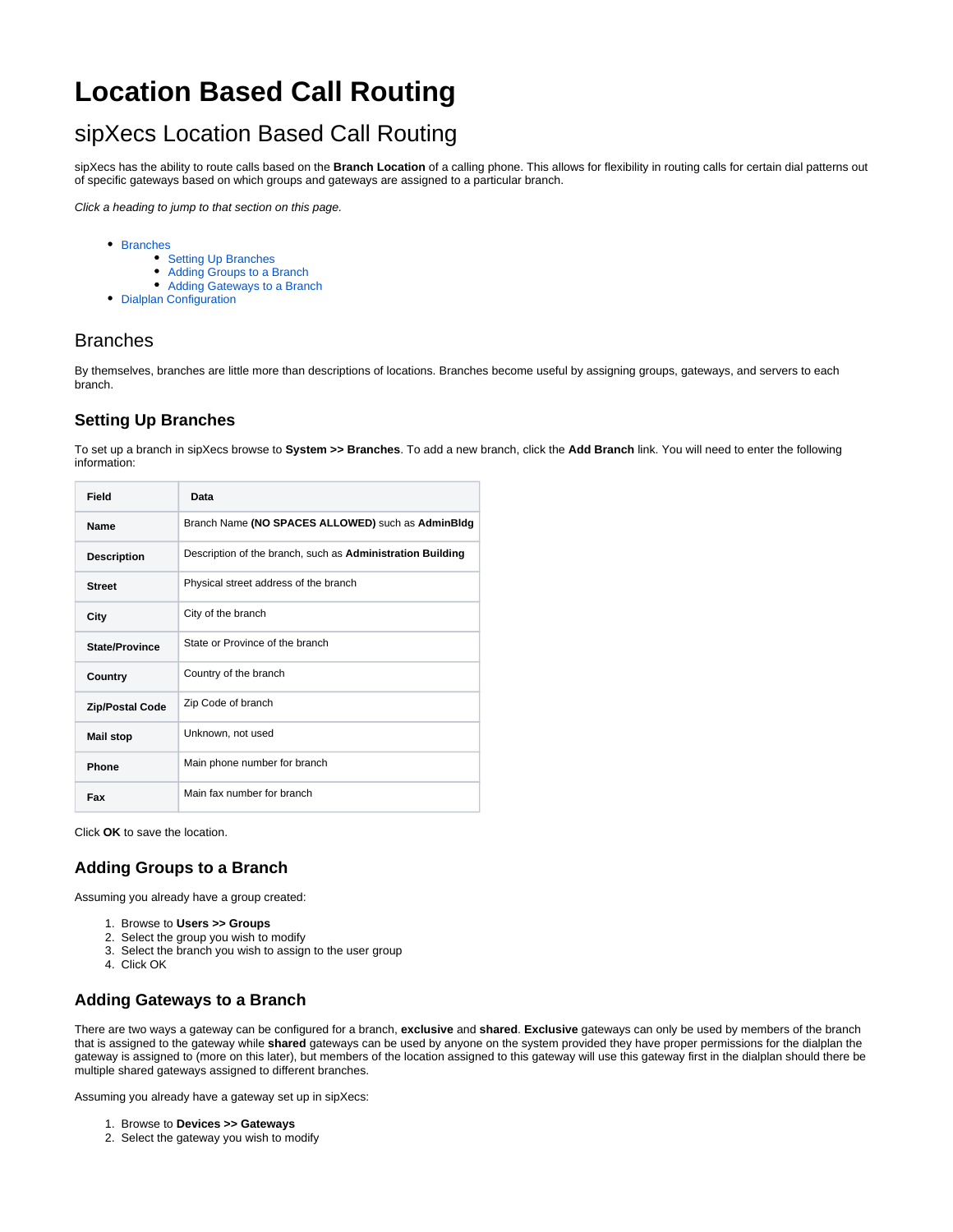# Location Based Call Routing

## sipXecs Location Based Call Routing

sipXecs has the ability to route calls based on the **Branch Location** of a calling phone. This allows for flexibility in routing calls for certain dial patterns out of specific gateways based on which groups and gateways are assigned to a particular branch.

*Click a heading to jump to that section on this page.*

- Branches
  - Setting Up Branches
  - Adding Groups to a Branch
  - Adding Gateways to a Branch
- Dialplan Configuration

## Branches

By themselves, branches are little more than descriptions of locations. Branches become useful by assigning groups, gateways, and servers to each branch.

### Setting Up Branches

To set up a branch in sipXecs browse to **System >> Branches**. To add a new branch, click the **Add Branch** link. You will need to enter the following information:

| Field | Data |
|---|---|
| **Name** | Branch Name **(NO SPACES ALLOWED)** such as **AdminBldg** |
| **Description** | Description of the branch, such as **Administration Building** |
| **Street** | Physical street address of the branch |
| **City** | City of the branch |
| **State/Province** | State or Province of the branch |
| **Country** | Country of the branch |
| **Zip/Postal Code** | Zip Code of branch |
| **Mail stop** | Unknown, not used |
| **Phone** | Main phone number for branch |
| **Fax** | Main fax number for branch |

Click **OK** to save the location.

### Adding Groups to a Branch

Assuming you already have a group created:

1. Browse to **Users >> Groups**
2. Select the group you wish to modify
3. Select the branch you wish to assign to the user group
4. Click OK

### Adding Gateways to a Branch

There are two ways a gateway can be configured for a branch, **exclusive** and **shared**. **Exclusive** gateways can only be used by members of the branch that is assigned to the gateway while **shared** gateways can be used by anyone on the system provided they have proper permissions for the dialplan the gateway is assigned to (more on this later), but members of the location assigned to this gateway will use this gateway first in the dialplan should there be multiple shared gateways assigned to different branches.

Assuming you already have a gateway set up in sipXecs:

1. Browse to **Devices >> Gateways**
2. Select the gateway you wish to modify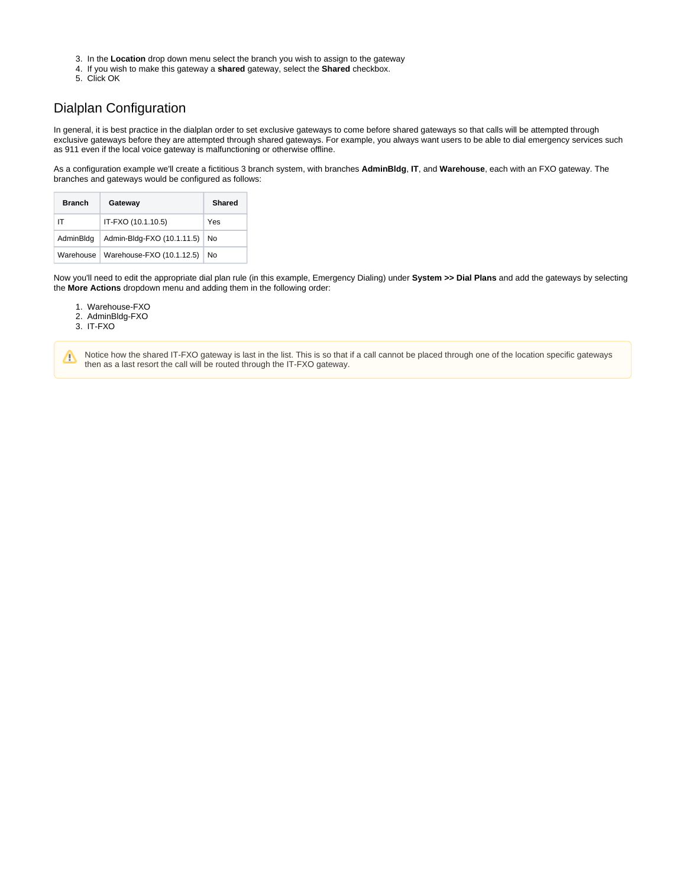3. In the **Location** drop down menu select the branch you wish to assign to the gateway
4. If you wish to make this gateway a **shared** gateway, select the **Shared** checkbox.
5. Click OK

## Dialplan Configuration

In general, it is best practice in the dialplan order to set exclusive gateways to come before shared gateways so that calls will be attempted through exclusive gateways before they are attempted through shared gateways. For example, you always want users to be able to dial emergency services such as 911 even if the local voice gateway is malfunctioning or otherwise offline.

As a configuration example we'll create a fictitious 3 branch system, with branches **AdminBldg**, **IT**, and **Warehouse**, each with an FXO gateway. The branches and gateways would be configured as follows:

| Branch | Gateway | Shared |
|---|---|---|
| IT | IT-FXO (10.1.10.5) | Yes |
| AdminBldg | Admin-Bldg-FXO (10.1.11.5) | No |
| Warehouse | Warehouse-FXO (10.1.12.5) | No |

Now you'll need to edit the appropriate dial plan rule (in this example, Emergency Dialing) under **System >> Dial Plans** and add the gateways by selecting the **More Actions** dropdown menu and adding them in the following order:

1. Warehouse-FXO
2. AdminBldg-FXO
3. IT-FXO

> ⚠ Notice how the shared IT-FXO gateway is last in the list. This is so that if a call cannot be placed through one of the location specific gateways then as a last resort the call will be routed through the IT-FXO gateway.